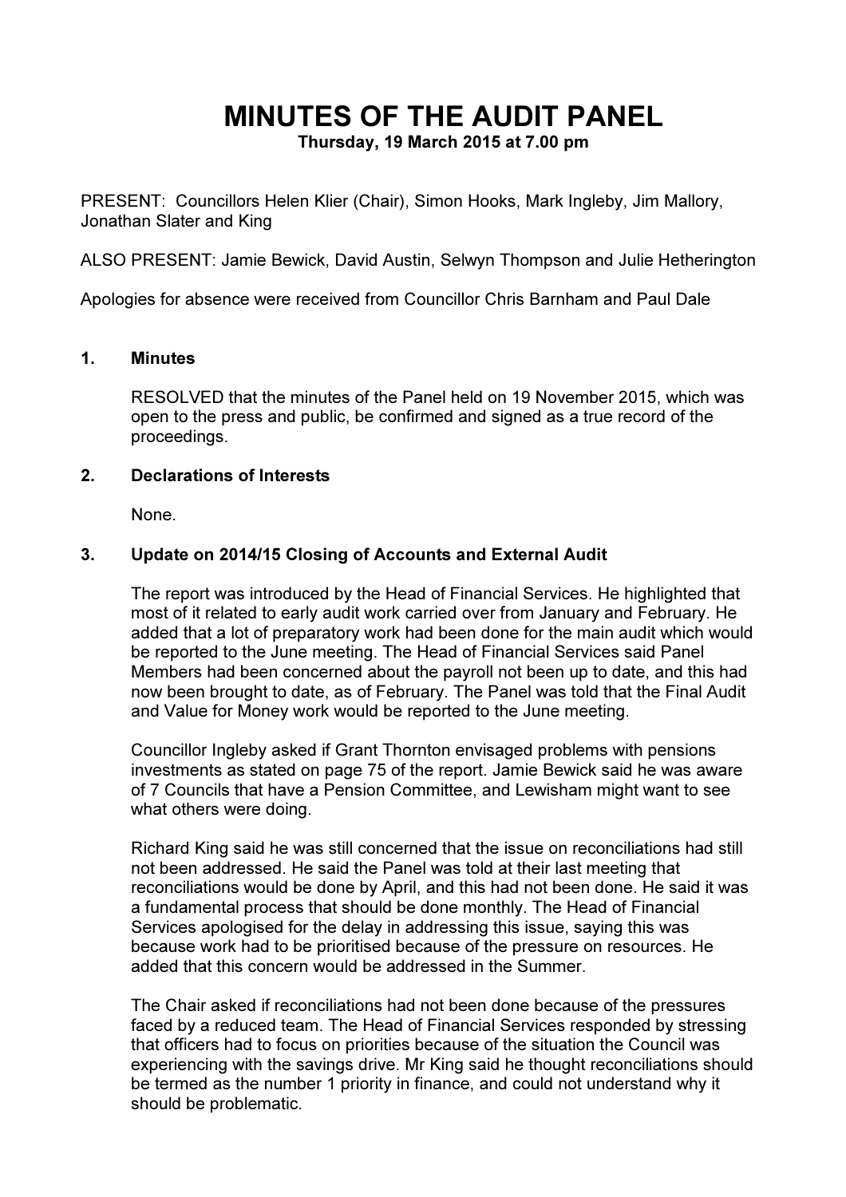# MINUTES OF THE AUDIT PANEL

**Thursday, 19 March 2015 at 7.00 pm**

PRESENT: Councillors Helen Klier (Chair), Simon Hooks, Mark Ingleby, Jim Mallory, Jonathan Slater and King

ALSO PRESENT: Jamie Bewick, David Austin, Selwyn Thompson and Julie Hetherington

Apologies for absence were received from Councillor Chris Barnham and Paul Dale

## 1. Minutes

RESOLVED that the minutes of the Panel held on 19 November 2015, which was open to the press and public, be confirmed and signed as a true record of the proceedings.

## 2. Declarations of Interests

None.

## 3. Update on 2014/15 Closing of Accounts and External Audit

The report was introduced by the Head of Financial Services. He highlighted that most of it related to early audit work carried over from January and February. He added that a lot of preparatory work had been done for the main audit which would be reported to the June meeting. The Head of Financial Services said Panel Members had been concerned about the payroll not been up to date, and this had now been brought to date, as of February. The Panel was told that the Final Audit and Value for Money work would be reported to the June meeting.

Councillor Ingleby asked if Grant Thornton envisaged problems with pensions investments as stated on page 75 of the report. Jamie Bewick said he was aware of 7 Councils that have a Pension Committee, and Lewisham might want to see what others were doing.

Richard King said he was still concerned that the issue on reconciliations had still not been addressed. He said the Panel was told at their last meeting that reconciliations would be done by April, and this had not been done. He said it was a fundamental process that should be done monthly. The Head of Financial Services apologised for the delay in addressing this issue, saying this was because work had to be prioritised because of the pressure on resources. He added that this concern would be addressed in the Summer.

The Chair asked if reconciliations had not been done because of the pressures faced by a reduced team. The Head of Financial Services responded by stressing that officers had to focus on priorities because of the situation the Council was experiencing with the savings drive. Mr King said he thought reconciliations should be termed as the number 1 priority in finance, and could not understand why it should be problematic.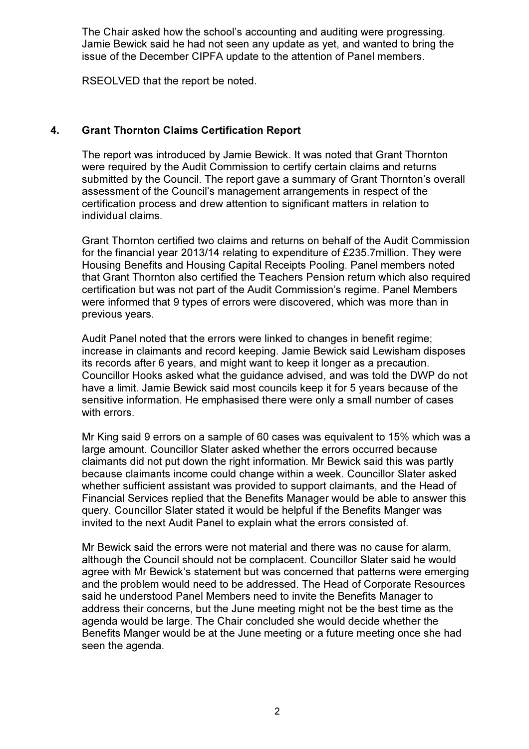The Chair asked how the school's accounting and auditing were progressing. Jamie Bewick said he had not seen any update as yet, and wanted to bring the issue of the December CIPFA update to the attention of Panel members.

RSEOLVED that the report be noted.

## 4. Grant Thornton Claims Certification Report

The report was introduced by Jamie Bewick. It was noted that Grant Thornton were required by the Audit Commission to certify certain claims and returns submitted by the Council. The report gave a summary of Grant Thornton's overall assessment of the Council's management arrangements in respect of the certification process and drew attention to significant matters in relation to individual claims.

Grant Thornton certified two claims and returns on behalf of the Audit Commission for the financial year 2013/14 relating to expenditure of £235.7million. They were Housing Benefits and Housing Capital Receipts Pooling. Panel members noted that Grant Thornton also certified the Teachers Pension return which also required certification but was not part of the Audit Commission's regime. Panel Members were informed that 9 types of errors were discovered, which was more than in previous years.

Audit Panel noted that the errors were linked to changes in benefit regime; increase in claimants and record keeping. Jamie Bewick said Lewisham disposes its records after 6 years, and might want to keep it longer as a precaution. Councillor Hooks asked what the guidance advised, and was told the DWP do not have a limit. Jamie Bewick said most councils keep it for 5 years because of the sensitive information. He emphasised there were only a small number of cases with errors.

Mr King said 9 errors on a sample of 60 cases was equivalent to 15% which was a large amount. Councillor Slater asked whether the errors occurred because claimants did not put down the right information. Mr Bewick said this was partly because claimants income could change within a week. Councillor Slater asked whether sufficient assistant was provided to support claimants, and the Head of Financial Services replied that the Benefits Manager would be able to answer this query. Councillor Slater stated it would be helpful if the Benefits Manger was invited to the next Audit Panel to explain what the errors consisted of.

Mr Bewick said the errors were not material and there was no cause for alarm, although the Council should not be complacent. Councillor Slater said he would agree with Mr Bewick's statement but was concerned that patterns were emerging and the problem would need to be addressed. The Head of Corporate Resources said he understood Panel Members need to invite the Benefits Manager to address their concerns, but the June meeting might not be the best time as the agenda would be large. The Chair concluded she would decide whether the Benefits Manger would be at the June meeting or a future meeting once she had seen the agenda.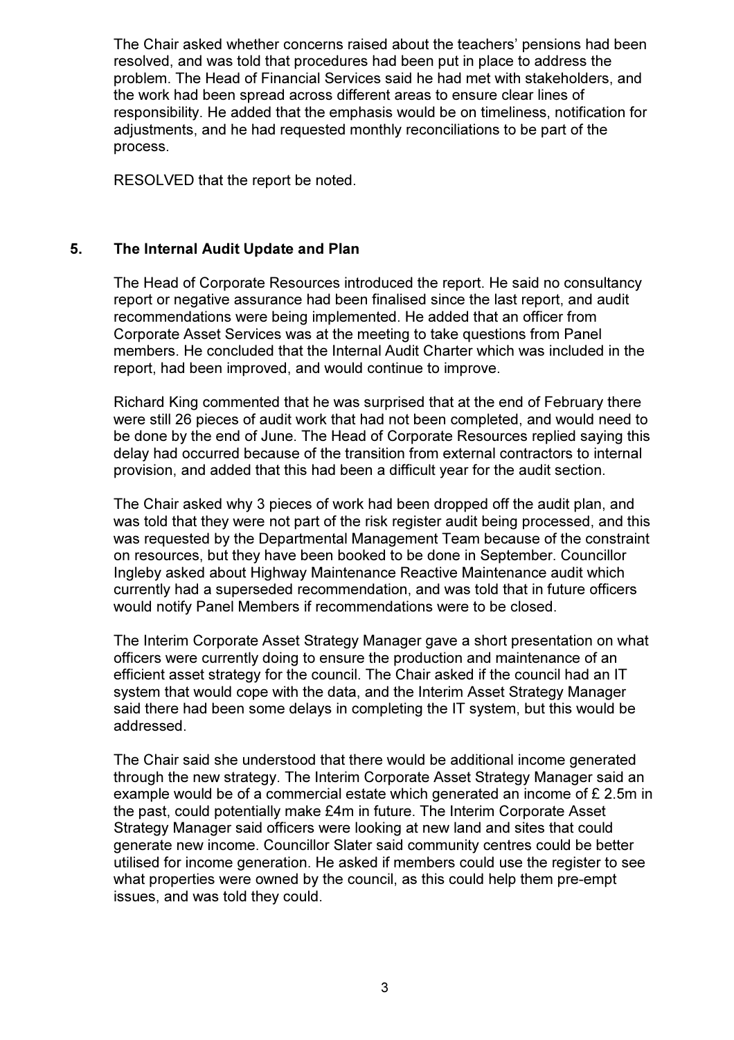The Chair asked whether concerns raised about the teachers' pensions had been resolved, and was told that procedures had been put in place to address the problem. The Head of Financial Services said he had met with stakeholders, and the work had been spread across different areas to ensure clear lines of responsibility. He added that the emphasis would be on timeliness, notification for adjustments, and he had requested monthly reconciliations to be part of the process.

RESOLVED that the report be noted.

## 5. The Internal Audit Update and Plan

The Head of Corporate Resources introduced the report. He said no consultancy report or negative assurance had been finalised since the last report, and audit recommendations were being implemented. He added that an officer from Corporate Asset Services was at the meeting to take questions from Panel members. He concluded that the Internal Audit Charter which was included in the report, had been improved, and would continue to improve.

Richard King commented that he was surprised that at the end of February there were still 26 pieces of audit work that had not been completed, and would need to be done by the end of June. The Head of Corporate Resources replied saying this delay had occurred because of the transition from external contractors to internal provision, and added that this had been a difficult year for the audit section.

The Chair asked why 3 pieces of work had been dropped off the audit plan, and was told that they were not part of the risk register audit being processed, and this was requested by the Departmental Management Team because of the constraint on resources, but they have been booked to be done in September. Councillor Ingleby asked about Highway Maintenance Reactive Maintenance audit which currently had a superseded recommendation, and was told that in future officers would notify Panel Members if recommendations were to be closed.

The Interim Corporate Asset Strategy Manager gave a short presentation on what officers were currently doing to ensure the production and maintenance of an efficient asset strategy for the council. The Chair asked if the council had an IT system that would cope with the data, and the Interim Asset Strategy Manager said there had been some delays in completing the IT system, but this would be addressed.

The Chair said she understood that there would be additional income generated through the new strategy. The Interim Corporate Asset Strategy Manager said an example would be of a commercial estate which generated an income of £ 2.5m in the past, could potentially make £4m in future. The Interim Corporate Asset Strategy Manager said officers were looking at new land and sites that could generate new income. Councillor Slater said community centres could be better utilised for income generation. He asked if members could use the register to see what properties were owned by the council, as this could help them pre-empt issues, and was told they could.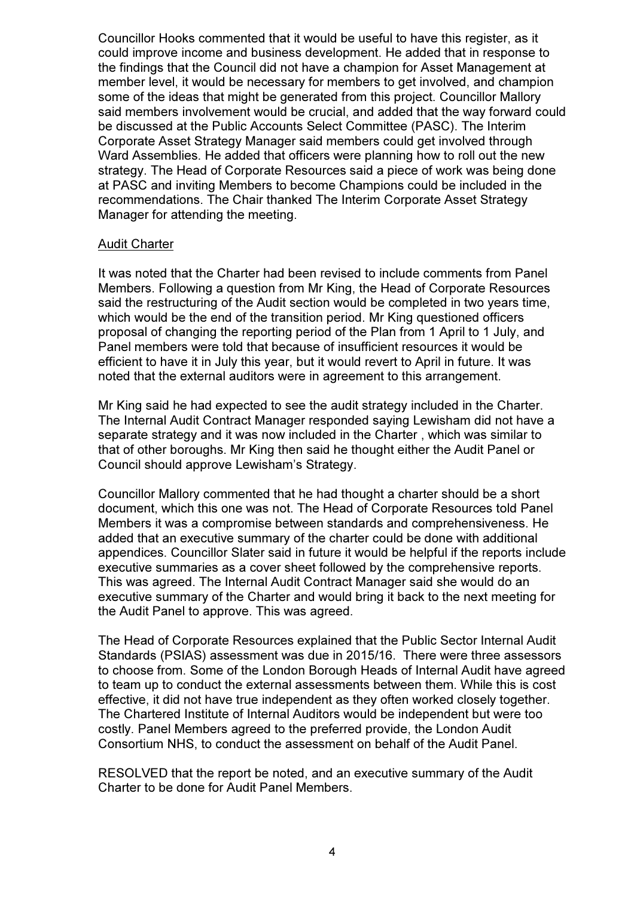Councillor Hooks commented that it would be useful to have this register, as it could improve income and business development. He added that in response to the findings that the Council did not have a champion for Asset Management at member level, it would be necessary for members to get involved, and champion some of the ideas that might be generated from this project. Councillor Mallory said members involvement would be crucial, and added that the way forward could be discussed at the Public Accounts Select Committee (PASC). The Interim Corporate Asset Strategy Manager said members could get involved through Ward Assemblies. He added that officers were planning how to roll out the new strategy. The Head of Corporate Resources said a piece of work was being done at PASC and inviting Members to become Champions could be included in the recommendations. The Chair thanked The Interim Corporate Asset Strategy Manager for attending the meeting.

Audit Charter

It was noted that the Charter had been revised to include comments from Panel Members. Following a question from Mr King, the Head of Corporate Resources said the restructuring of the Audit section would be completed in two years time, which would be the end of the transition period. Mr King questioned officers proposal of changing the reporting period of the Plan from 1 April to 1 July, and Panel members were told that because of insufficient resources it would be efficient to have it in July this year, but it would revert to April in future. It was noted that the external auditors were in agreement to this arrangement.

Mr King said he had expected to see the audit strategy included in the Charter. The Internal Audit Contract Manager responded saying Lewisham did not have a separate strategy and it was now included in the Charter , which was similar to that of other boroughs. Mr King then said he thought either the Audit Panel or Council should approve Lewisham's Strategy.

Councillor Mallory commented that he had thought a charter should be a short document, which this one was not. The Head of Corporate Resources told Panel Members it was a compromise between standards and comprehensiveness. He added that an executive summary of the charter could be done with additional appendices. Councillor Slater said in future it would be helpful if the reports include executive summaries as a cover sheet followed by the comprehensive reports. This was agreed. The Internal Audit Contract Manager said she would do an executive summary of the Charter and would bring it back to the next meeting for the Audit Panel to approve. This was agreed.

The Head of Corporate Resources explained that the Public Sector Internal Audit Standards (PSIAS) assessment was due in 2015/16. There were three assessors to choose from. Some of the London Borough Heads of Internal Audit have agreed to team up to conduct the external assessments between them. While this is cost effective, it did not have true independent as they often worked closely together. The Chartered Institute of Internal Auditors would be independent but were too costly. Panel Members agreed to the preferred provide, the London Audit Consortium NHS, to conduct the assessment on behalf of the Audit Panel.

RESOLVED that the report be noted, and an executive summary of the Audit Charter to be done for Audit Panel Members.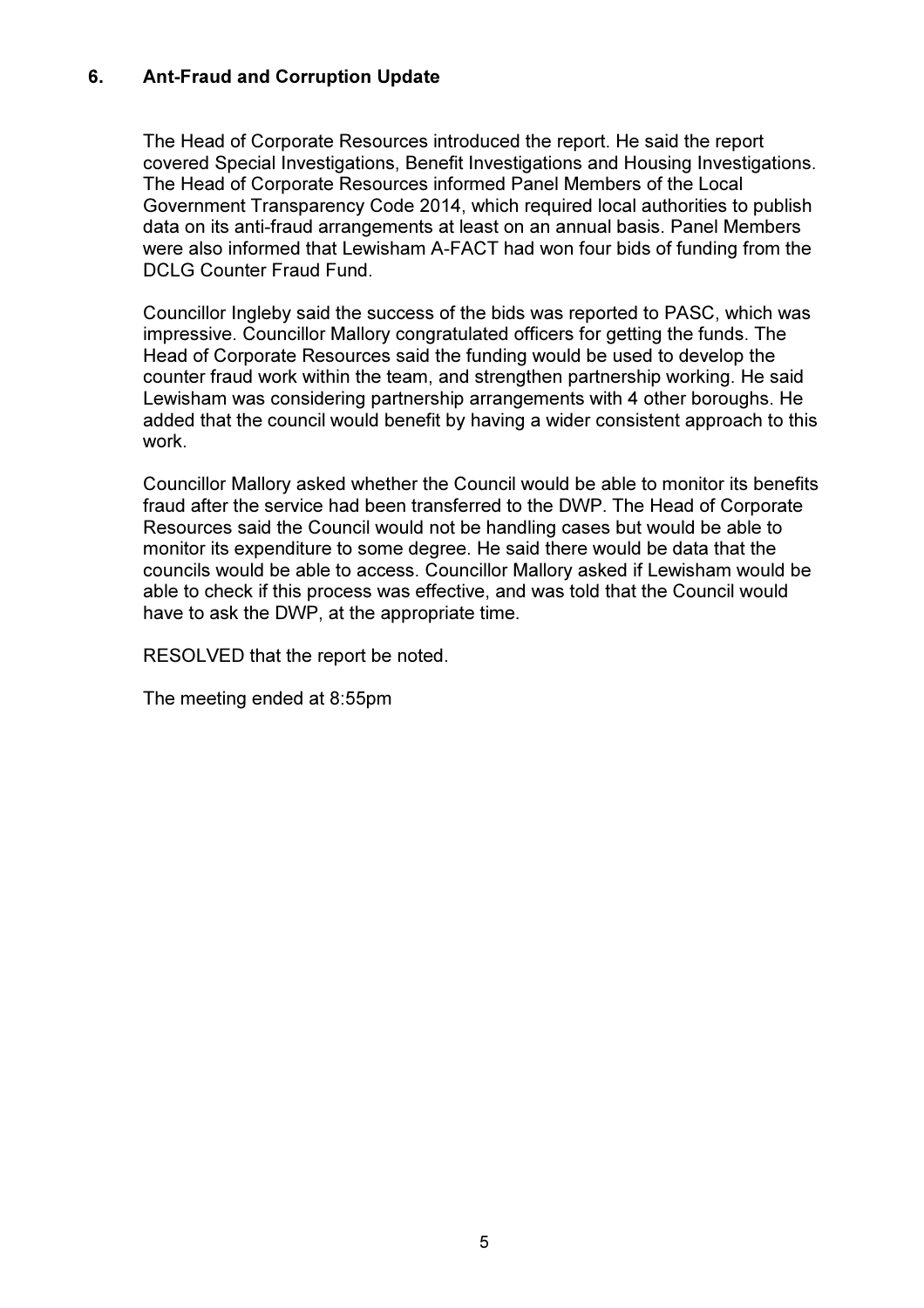## 6. Ant-Fraud and Corruption Update

The Head of Corporate Resources introduced the report. He said the report covered Special Investigations, Benefit Investigations and Housing Investigations. The Head of Corporate Resources informed Panel Members of the Local Government Transparency Code 2014, which required local authorities to publish data on its anti-fraud arrangements at least on an annual basis. Panel Members were also informed that Lewisham A-FACT had won four bids of funding from the DCLG Counter Fraud Fund.

Councillor Ingleby said the success of the bids was reported to PASC, which was impressive. Councillor Mallory congratulated officers for getting the funds. The Head of Corporate Resources said the funding would be used to develop the counter fraud work within the team, and strengthen partnership working. He said Lewisham was considering partnership arrangements with 4 other boroughs. He added that the council would benefit by having a wider consistent approach to this work.

Councillor Mallory asked whether the Council would be able to monitor its benefits fraud after the service had been transferred to the DWP. The Head of Corporate Resources said the Council would not be handling cases but would be able to monitor its expenditure to some degree. He said there would be data that the councils would be able to access. Councillor Mallory asked if Lewisham would be able to check if this process was effective, and was told that the Council would have to ask the DWP, at the appropriate time.

RESOLVED that the report be noted.

The meeting ended at 8:55pm